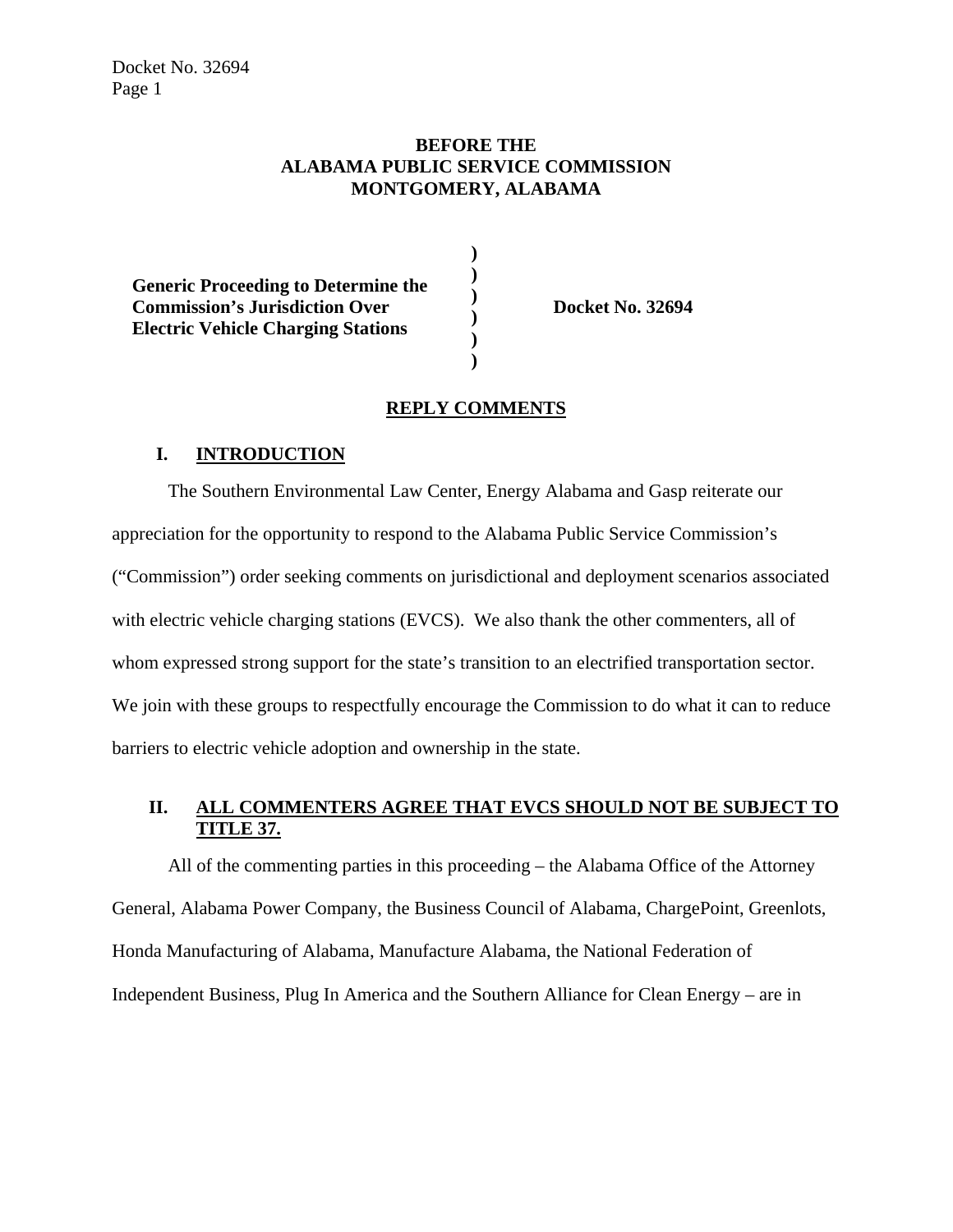**BEFORE THE**
**ALABAMA PUBLIC SERVICE COMMISSION**
**MONTGOMERY, ALABAMA**

| | | |
|---|---|---|
| **Generic Proceeding to Determine the Commission's Jurisdiction Over Electric Vehicle Charging Stations** | ) ) ) ) ) ) | **Docket No. 32694** |

## REPLY COMMENTS

### I. INTRODUCTION

The Southern Environmental Law Center, Energy Alabama and Gasp reiterate our appreciation for the opportunity to respond to the Alabama Public Service Commission's ("Commission") order seeking comments on jurisdictional and deployment scenarios associated with electric vehicle charging stations (EVCS). We also thank the other commenters, all of whom expressed strong support for the state's transition to an electrified transportation sector. We join with these groups to respectfully encourage the Commission to do what it can to reduce barriers to electric vehicle adoption and ownership in the state.

### II. ALL COMMENTERS AGREE THAT EVCS SHOULD NOT BE SUBJECT TO TITLE 37.

All of the commenting parties in this proceeding – the Alabama Office of the Attorney General, Alabama Power Company, the Business Council of Alabama, ChargePoint, Greenlots, Honda Manufacturing of Alabama, Manufacture Alabama, the National Federation of Independent Business, Plug In America and the Southern Alliance for Clean Energy – are in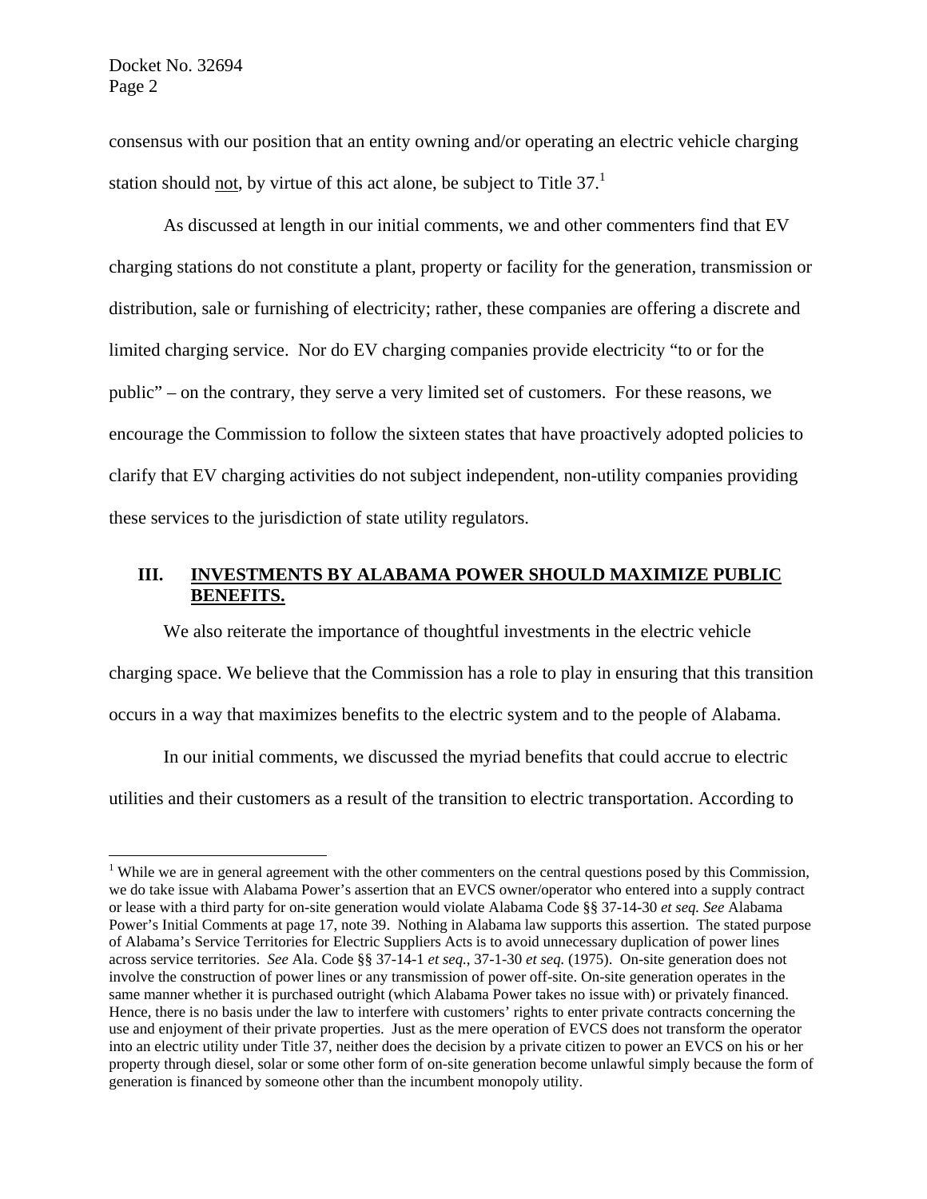consensus with our position that an entity owning and/or operating an electric vehicle charging station should not, by virtue of this act alone, be subject to Title 37.[1]

As discussed at length in our initial comments, we and other commenters find that EV charging stations do not constitute a plant, property or facility for the generation, transmission or distribution, sale or furnishing of electricity; rather, these companies are offering a discrete and limited charging service. Nor do EV charging companies provide electricity "to or for the public" – on the contrary, they serve a very limited set of customers. For these reasons, we encourage the Commission to follow the sixteen states that have proactively adopted policies to clarify that EV charging activities do not subject independent, non-utility companies providing these services to the jurisdiction of state utility regulators.

## III. INVESTMENTS BY ALABAMA POWER SHOULD MAXIMIZE PUBLIC BENEFITS.

We also reiterate the importance of thoughtful investments in the electric vehicle charging space. We believe that the Commission has a role to play in ensuring that this transition occurs in a way that maximizes benefits to the electric system and to the people of Alabama.

In our initial comments, we discussed the myriad benefits that could accrue to electric utilities and their customers as a result of the transition to electric transportation. According to

[1] While we are in general agreement with the other commenters on the central questions posed by this Commission, we do take issue with Alabama Power's assertion that an EVCS owner/operator who entered into a supply contract or lease with a third party for on-site generation would violate Alabama Code §§ 37-14-30 *et seq. See* Alabama Power's Initial Comments at page 17, note 39. Nothing in Alabama law supports this assertion. The stated purpose of Alabama's Service Territories for Electric Suppliers Acts is to avoid unnecessary duplication of power lines across service territories. *See* Ala. Code §§ 37-14-1 *et seq.*, 37-1-30 *et seq.* (1975). On-site generation does not involve the construction of power lines or any transmission of power off-site. On-site generation operates in the same manner whether it is purchased outright (which Alabama Power takes no issue with) or privately financed. Hence, there is no basis under the law to interfere with customers' rights to enter private contracts concerning the use and enjoyment of their private properties. Just as the mere operation of EVCS does not transform the operator into an electric utility under Title 37, neither does the decision by a private citizen to power an EVCS on his or her property through diesel, solar or some other form of on-site generation become unlawful simply because the form of generation is financed by someone other than the incumbent monopoly utility.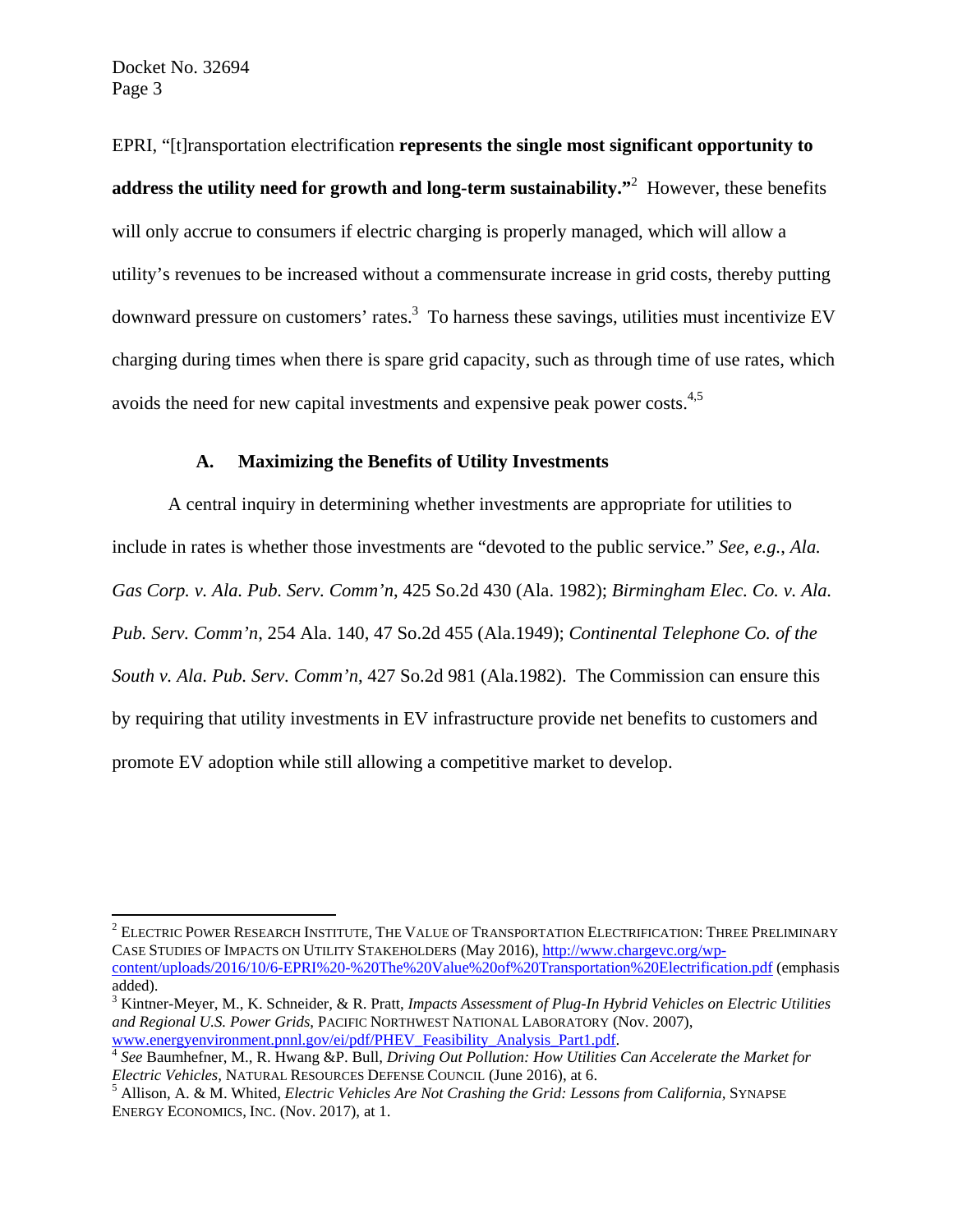EPRI, "[t]ransportation electrification **represents the single most significant opportunity to address the utility need for growth and long-term sustainability."**[2] However, these benefits will only accrue to consumers if electric charging is properly managed, which will allow a utility's revenues to be increased without a commensurate increase in grid costs, thereby putting downward pressure on customers' rates.[3] To harness these savings, utilities must incentivize EV charging during times when there is spare grid capacity, such as through time of use rates, which avoids the need for new capital investments and expensive peak power costs.[4,5]

### A. Maximizing the Benefits of Utility Investments

A central inquiry in determining whether investments are appropriate for utilities to include in rates is whether those investments are "devoted to the public service." *See, e.g.*, *Ala. Gas Corp. v. Ala. Pub. Serv. Comm'n*, 425 So.2d 430 (Ala. 1982); *Birmingham Elec. Co. v. Ala. Pub. Serv. Comm'n*, 254 Ala. 140, 47 So.2d 455 (Ala.1949); *Continental Telephone Co. of the South v. Ala. Pub. Serv. Comm'n*, 427 So.2d 981 (Ala.1982). The Commission can ensure this by requiring that utility investments in EV infrastructure provide net benefits to customers and promote EV adoption while still allowing a competitive market to develop.

---

[2] ELECTRIC POWER RESEARCH INSTITUTE, THE VALUE OF TRANSPORTATION ELECTRIFICATION: THREE PRELIMINARY CASE STUDIES OF IMPACTS ON UTILITY STAKEHOLDERS (May 2016), http://www.chargevc.org/wp-content/uploads/2016/10/6-EPRI%20-%20The%20Value%20of%20Transportation%20Electrification.pdf (emphasis added).

[3] Kintner-Meyer, M., K. Schneider, & R. Pratt, *Impacts Assessment of Plug-In Hybrid Vehicles on Electric Utilities and Regional U.S. Power Grids*, PACIFIC NORTHWEST NATIONAL LABORATORY (Nov. 2007), www.energyenvironment.pnnl.gov/ei/pdf/PHEV_Feasibility_Analysis_Part1.pdf.

[4] *See* Baumhefner, M., R. Hwang &P. Bull, *Driving Out Pollution: How Utilities Can Accelerate the Market for Electric Vehicles*, NATURAL RESOURCES DEFENSE COUNCIL (June 2016), at 6.

[5] Allison, A. & M. Whited, *Electric Vehicles Are Not Crashing the Grid: Lessons from California*, SYNAPSE ENERGY ECONOMICS, INC. (Nov. 2017), at 1.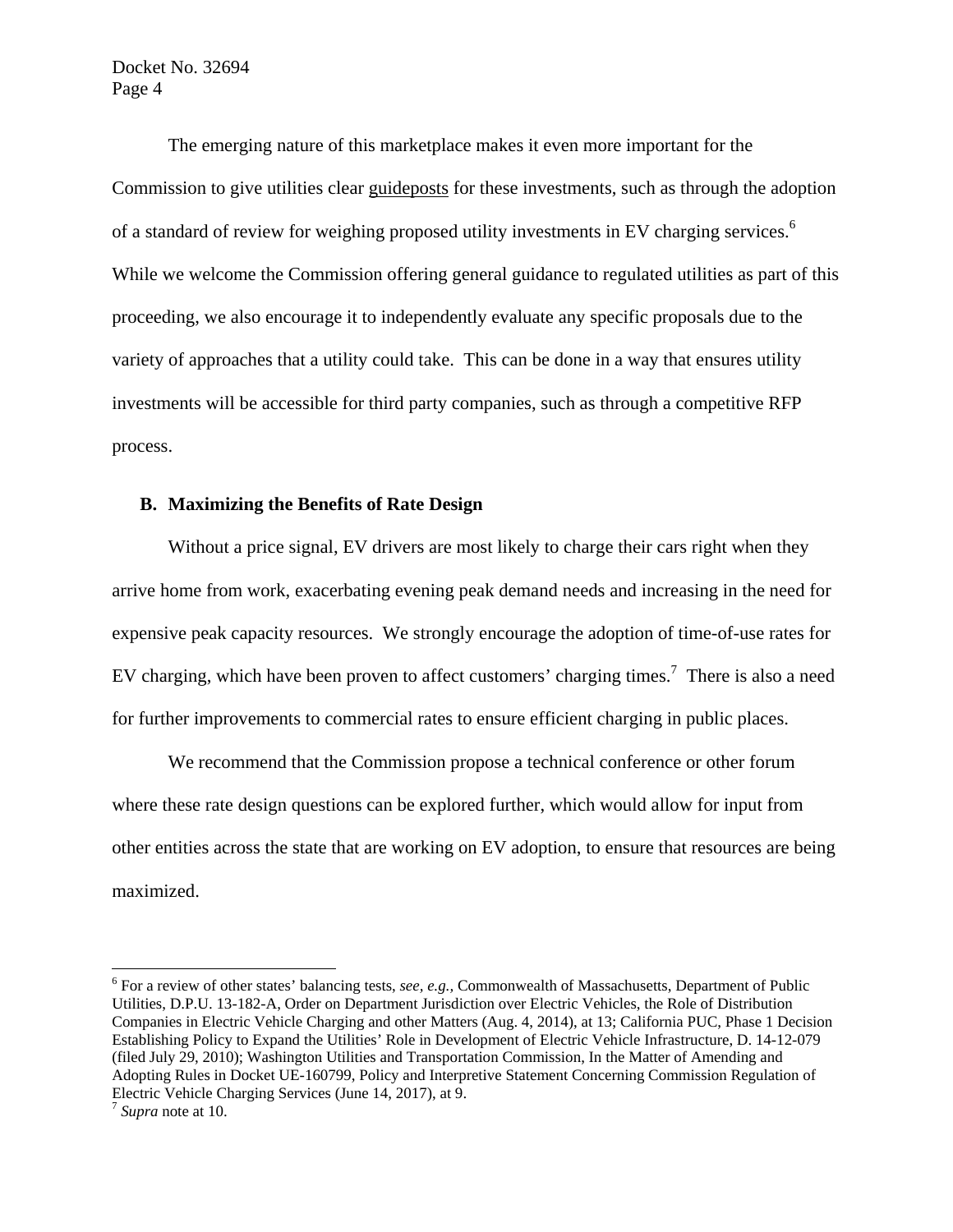The emerging nature of this marketplace makes it even more important for the Commission to give utilities clear guideposts for these investments, such as through the adoption of a standard of review for weighing proposed utility investments in EV charging services.[6] While we welcome the Commission offering general guidance to regulated utilities as part of this proceeding, we also encourage it to independently evaluate any specific proposals due to the variety of approaches that a utility could take. This can be done in a way that ensures utility investments will be accessible for third party companies, such as through a competitive RFP process.

### B. Maximizing the Benefits of Rate Design

Without a price signal, EV drivers are most likely to charge their cars right when they arrive home from work, exacerbating evening peak demand needs and increasing in the need for expensive peak capacity resources. We strongly encourage the adoption of time-of-use rates for EV charging, which have been proven to affect customers' charging times.[7] There is also a need for further improvements to commercial rates to ensure efficient charging in public places.

We recommend that the Commission propose a technical conference or other forum where these rate design questions can be explored further, which would allow for input from other entities across the state that are working on EV adoption, to ensure that resources are being maximized.

---

[6] For a review of other states' balancing tests, *see, e.g.,* Commonwealth of Massachusetts, Department of Public Utilities, D.P.U. 13-182-A, Order on Department Jurisdiction over Electric Vehicles, the Role of Distribution Companies in Electric Vehicle Charging and other Matters (Aug. 4, 2014), at 13; California PUC, Phase 1 Decision Establishing Policy to Expand the Utilities' Role in Development of Electric Vehicle Infrastructure, D. 14-12-079 (filed July 29, 2010); Washington Utilities and Transportation Commission, In the Matter of Amending and Adopting Rules in Docket UE-160799, Policy and Interpretive Statement Concerning Commission Regulation of Electric Vehicle Charging Services (June 14, 2017), at 9.

[7] *Supra* note at 10.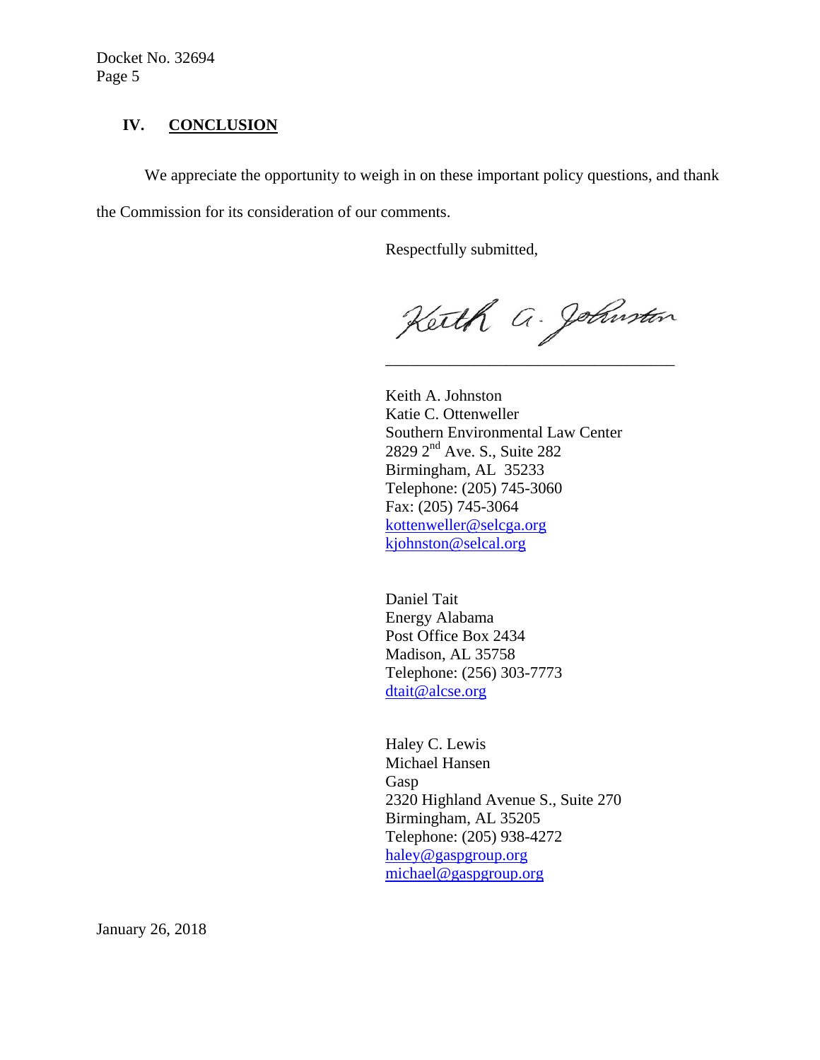## IV. CONCLUSION

We appreciate the opportunity to weigh in on these important policy questions, and thank the Commission for its consideration of our comments.

Respectfully submitted,

Keith A. Johnston

\_\_\_\_\_\_\_\_\_\_\_\_\_\_\_\_\_\_\_\_\_\_\_\_\_\_\_\_\_\_\_\_\_\_

Keith A. Johnston
Katie C. Ottenweller
Southern Environmental Law Center
2829 2nd Ave. S., Suite 282
Birmingham, AL 35233
Telephone: (205) 745-3060
Fax: (205) 745-3064
kottenweller@selcga.org
kjohnston@selcal.org

Daniel Tait
Energy Alabama
Post Office Box 2434
Madison, AL 35758
Telephone: (256) 303-7773
dtait@alcse.org

Haley C. Lewis
Michael Hansen
Gasp
2320 Highland Avenue S., Suite 270
Birmingham, AL 35205
Telephone: (205) 938-4272
haley@gaspgroup.org
michael@gaspgroup.org

January 26, 2018